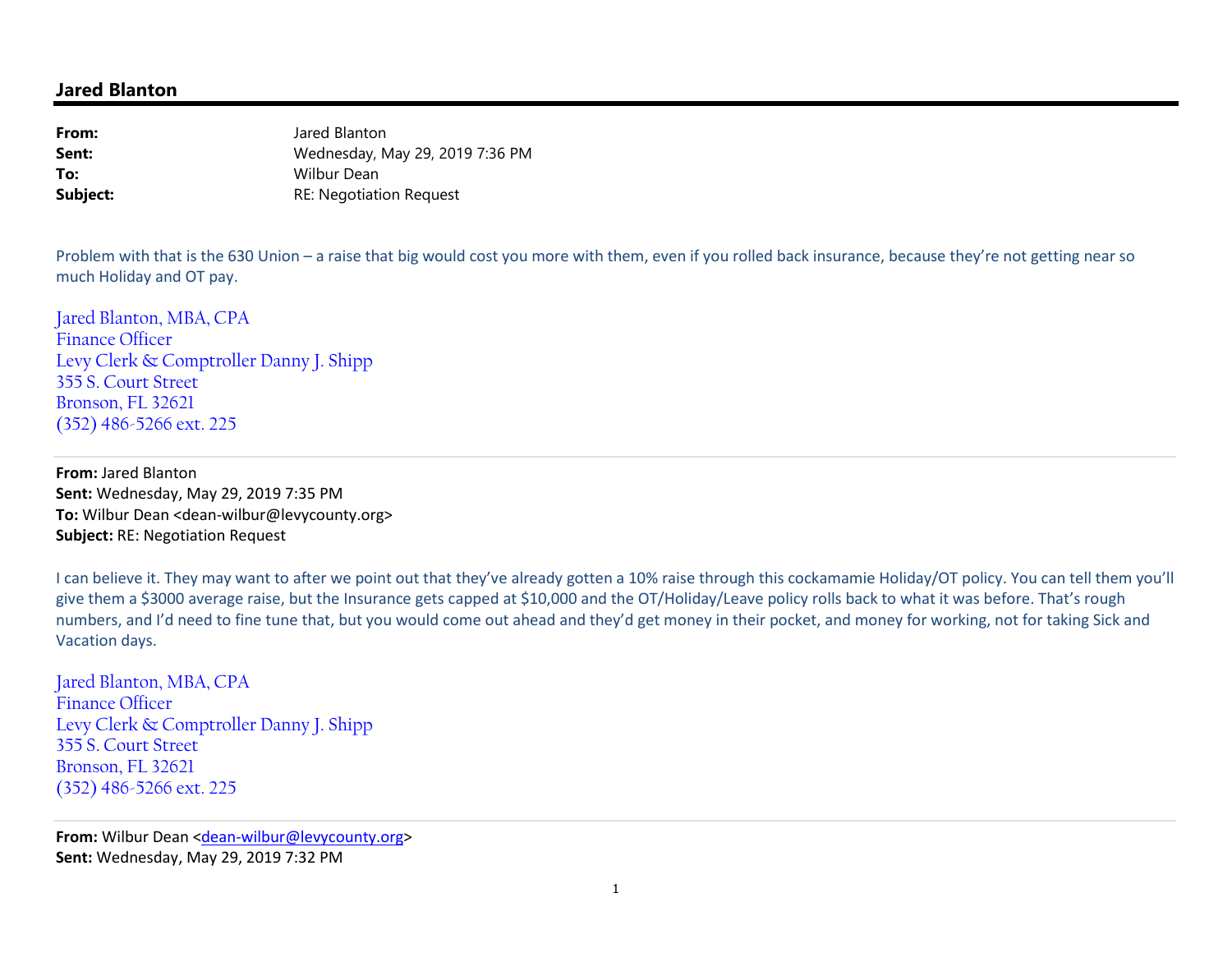## Jared Blanton

**From:** Jared Blanton
**Sent:** Wednesday, May 29, 2019 7:36 PM
**To:** Wilbur Dean
**Subject:** RE: Negotiation Request

Problem with that is the 630 Union – a raise that big would cost you more with them, even if you rolled back insurance, because they're not getting near so much Holiday and OT pay.

Jared Blanton, MBA, CPA
Finance Officer
Levy Clerk & Comptroller Danny J. Shipp
355 S. Court Street
Bronson, FL 32621
(352) 486-5266 ext. 225

---

**From:** Jared Blanton
**Sent:** Wednesday, May 29, 2019 7:35 PM
**To:** Wilbur Dean <dean-wilbur@levycounty.org>
**Subject:** RE: Negotiation Request

I can believe it. They may want to after we point out that they've already gotten a 10% raise through this cockamamie Holiday/OT policy. You can tell them you'll give them a $3000 average raise, but the Insurance gets capped at $10,000 and the OT/Holiday/Leave policy rolls back to what it was before. That's rough numbers, and I'd need to fine tune that, but you would come out ahead and they'd get money in their pocket, and money for working, not for taking Sick and Vacation days.

Jared Blanton, MBA, CPA
Finance Officer
Levy Clerk & Comptroller Danny J. Shipp
355 S. Court Street
Bronson, FL 32621
(352) 486-5266 ext. 225

---

**From:** Wilbur Dean <dean-wilbur@levycounty.org>
**Sent:** Wednesday, May 29, 2019 7:32 PM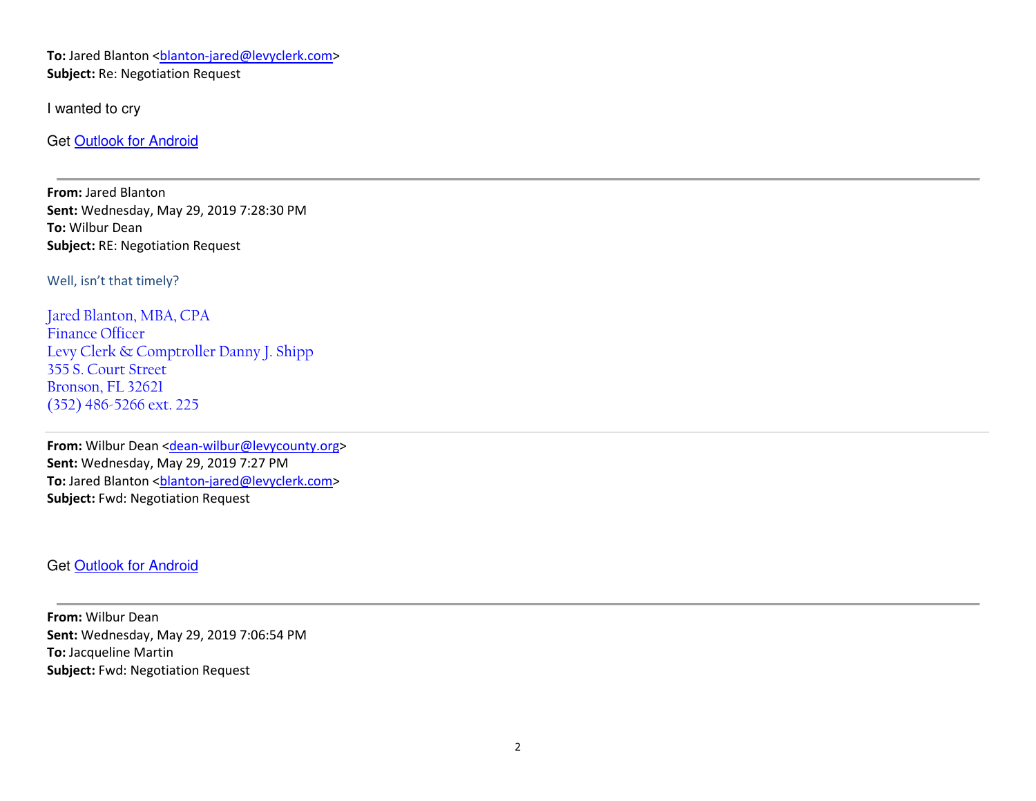**To:** Jared Blanton <blanton-jared@levyclerk.com>
**Subject:** Re: Negotiation Request

I wanted to cry

Get Outlook for Android

---

**From:** Jared Blanton
**Sent:** Wednesday, May 29, 2019 7:28:30 PM
**To:** Wilbur Dean
**Subject:** RE: Negotiation Request

Well, isn't that timely?

Jared Blanton, MBA, CPA
Finance Officer
Levy Clerk & Comptroller Danny J. Shipp
355 S. Court Street
Bronson, FL 32621
(352) 486-5266 ext. 225

---

**From:** Wilbur Dean <dean-wilbur@levycounty.org>
**Sent:** Wednesday, May 29, 2019 7:27 PM
**To:** Jared Blanton <blanton-jared@levyclerk.com>
**Subject:** Fwd: Negotiation Request

Get Outlook for Android

---

**From:** Wilbur Dean
**Sent:** Wednesday, May 29, 2019 7:06:54 PM
**To:** Jacqueline Martin
**Subject:** Fwd: Negotiation Request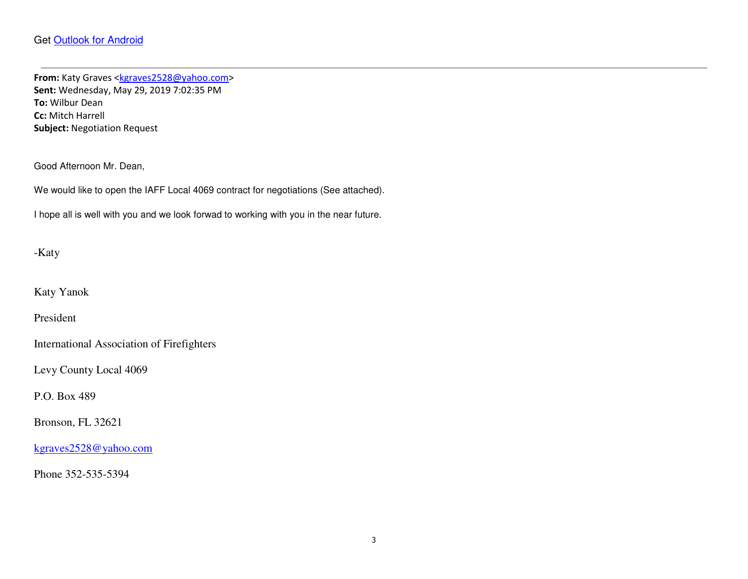Get [Outlook for Android](https://aka.ms/ghei36)

---

**From:** Katy Graves <kgraves2528@yahoo.com>
**Sent:** Wednesday, May 29, 2019 7:02:35 PM
**To:** Wilbur Dean
**Cc:** Mitch Harrell
**Subject:** Negotiation Request

Good Afternoon Mr. Dean,

We would like to open the IAFF Local 4069 contract for negotiations (See attached).

I hope all is well with you and we look forwad to working with you in the near future.

-Katy

Katy Yanok

President

International Association of Firefighters

Levy County Local 4069

P.O. Box 489

Bronson, FL 32621

kgraves2528@yahoo.com

Phone 352-535-5394